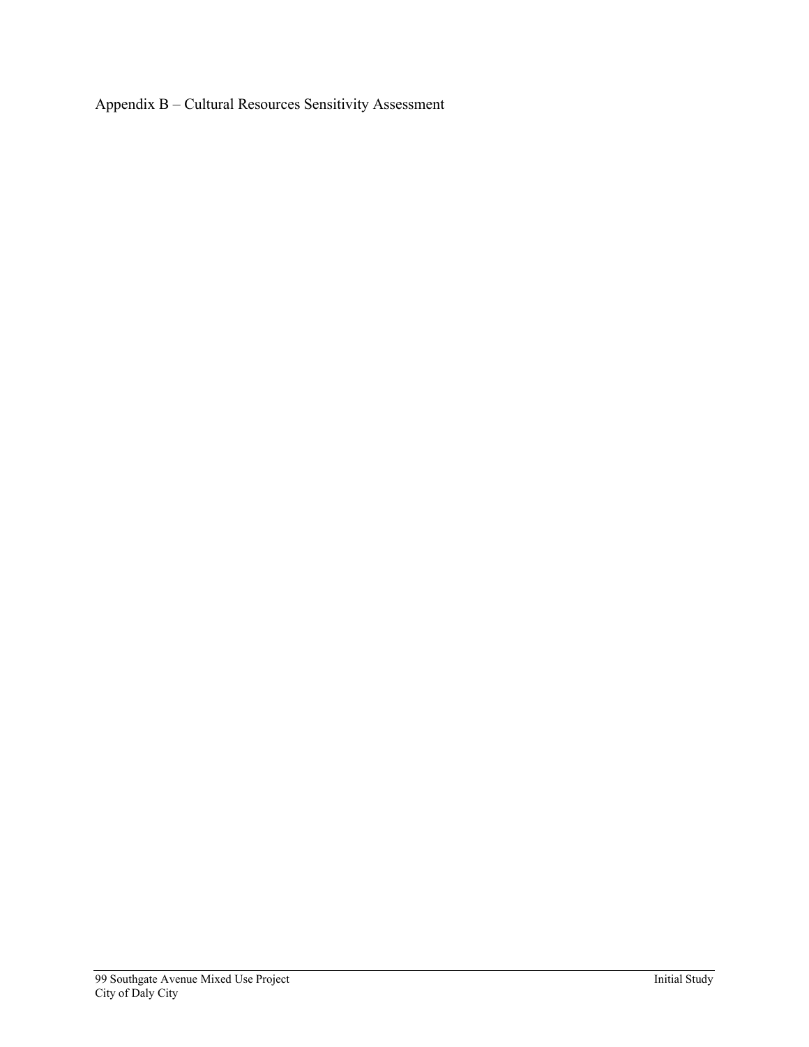# Appendix B – Cultural Resources Sensitivity Assessment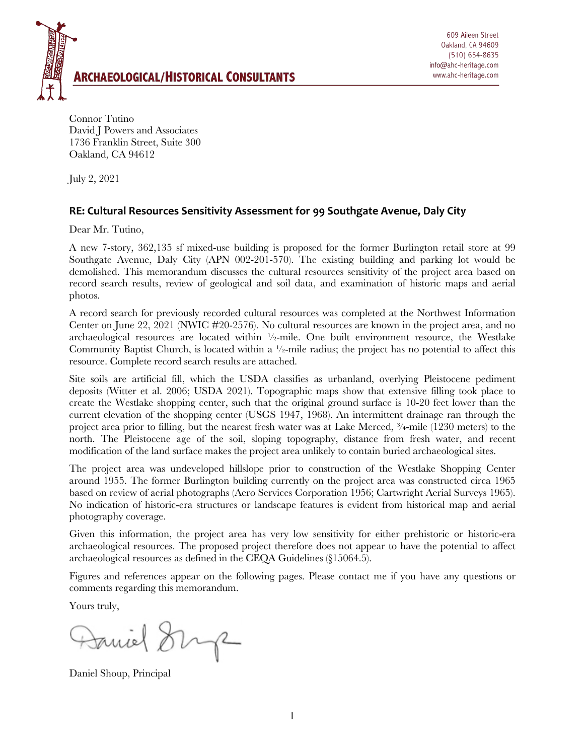ARCHAEOLOGICAL/HISTORICAL CONSULTANTS

609 Aileen Street
Oakland, CA 94609
(510) 654-8635
info@ahc-heritage.com
www.ahc-heritage.com

Connor Tutino
David J Powers and Associates
1736 Franklin Street, Suite 300
Oakland, CA 94612

July 2, 2021

### RE: Cultural Resources Sensitivity Assessment for 99 Southgate Avenue, Daly City

Dear Mr. Tutino,

A new 7-story, 362,135 sf mixed-use building is proposed for the former Burlington retail store at 99 Southgate Avenue, Daly City (APN 002-201-570). The existing building and parking lot would be demolished. This memorandum discusses the cultural resources sensitivity of the project area based on record search results, review of geological and soil data, and examination of historic maps and aerial photos.

A record search for previously recorded cultural resources was completed at the Northwest Information Center on June 22, 2021 (NWIC #20-2576). No cultural resources are known in the project area, and no archaeological resources are located within ½-mile. One built environment resource, the Westlake Community Baptist Church, is located within a ½-mile radius; the project has no potential to affect this resource. Complete record search results are attached.

Site soils are artificial fill, which the USDA classifies as urbanland, overlying Pleistocene pediment deposits (Witter et al. 2006; USDA 2021). Topographic maps show that extensive filling took place to create the Westlake shopping center, such that the original ground surface is 10-20 feet lower than the current elevation of the shopping center (USGS 1947, 1968). An intermittent drainage ran through the project area prior to filling, but the nearest fresh water was at Lake Merced, ¾-mile (1230 meters) to the north. The Pleistocene age of the soil, sloping topography, distance from fresh water, and recent modification of the land surface makes the project area unlikely to contain buried archaeological sites.

The project area was undeveloped hillslope prior to construction of the Westlake Shopping Center around 1955. The former Burlington building currently on the project area was constructed circa 1965 based on review of aerial photographs (Aero Services Corporation 1956; Cartwright Aerial Surveys 1965). No indication of historic-era structures or landscape features is evident from historical map and aerial photography coverage.

Given this information, the project area has very low sensitivity for either prehistoric or historic-era archaeological resources. The proposed project therefore does not appear to have the potential to affect archaeological resources as defined in the CEQA Guidelines (§15064.5).

Figures and references appear on the following pages. Please contact me if you have any questions or comments regarding this memorandum.

Yours truly,

Daniel Shoup, Principal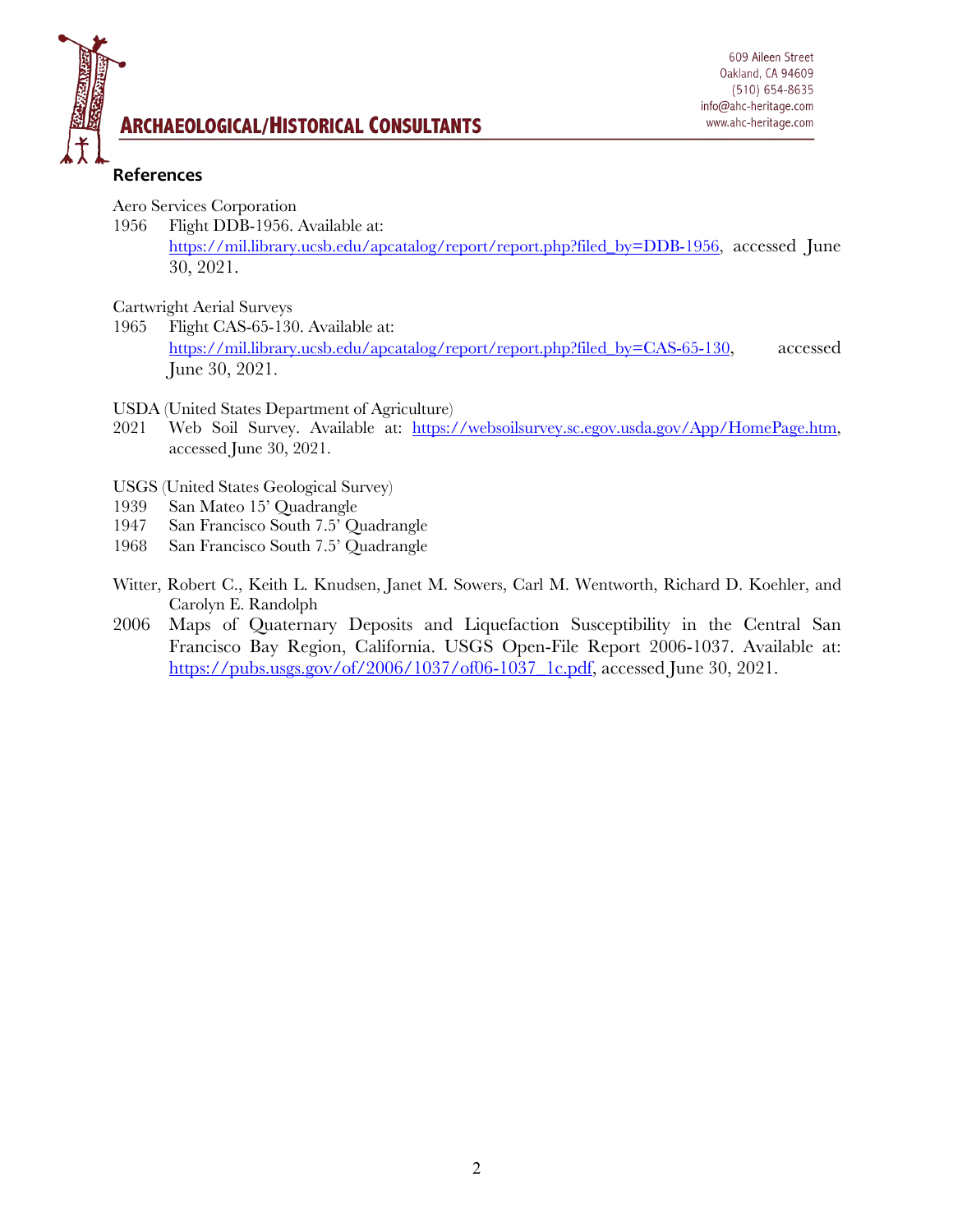## References

Aero Services Corporation

1956 Flight DDB-1956. Available at: https://mil.library.ucsb.edu/apcatalog/report/report.php?filed_by=DDB-1956, accessed June 30, 2021.

Cartwright Aerial Surveys

1965 Flight CAS-65-130. Available at: https://mil.library.ucsb.edu/apcatalog/report/report.php?filed_by=CAS-65-130, accessed June 30, 2021.

USDA (United States Department of Agriculture)

2021 Web Soil Survey. Available at: https://websoilsurvey.sc.egov.usda.gov/App/HomePage.htm, accessed June 30, 2021.

USGS (United States Geological Survey)

1939 San Mateo 15' Quadrangle

1947 San Francisco South 7.5' Quadrangle

1968 San Francisco South 7.5' Quadrangle

Witter, Robert C., Keith L. Knudsen, Janet M. Sowers, Carl M. Wentworth, Richard D. Koehler, and Carolyn E. Randolph

2006 Maps of Quaternary Deposits and Liquefaction Susceptibility in the Central San Francisco Bay Region, California. USGS Open-File Report 2006-1037. Available at: https://pubs.usgs.gov/of/2006/1037/of06-1037_1c.pdf, accessed June 30, 2021.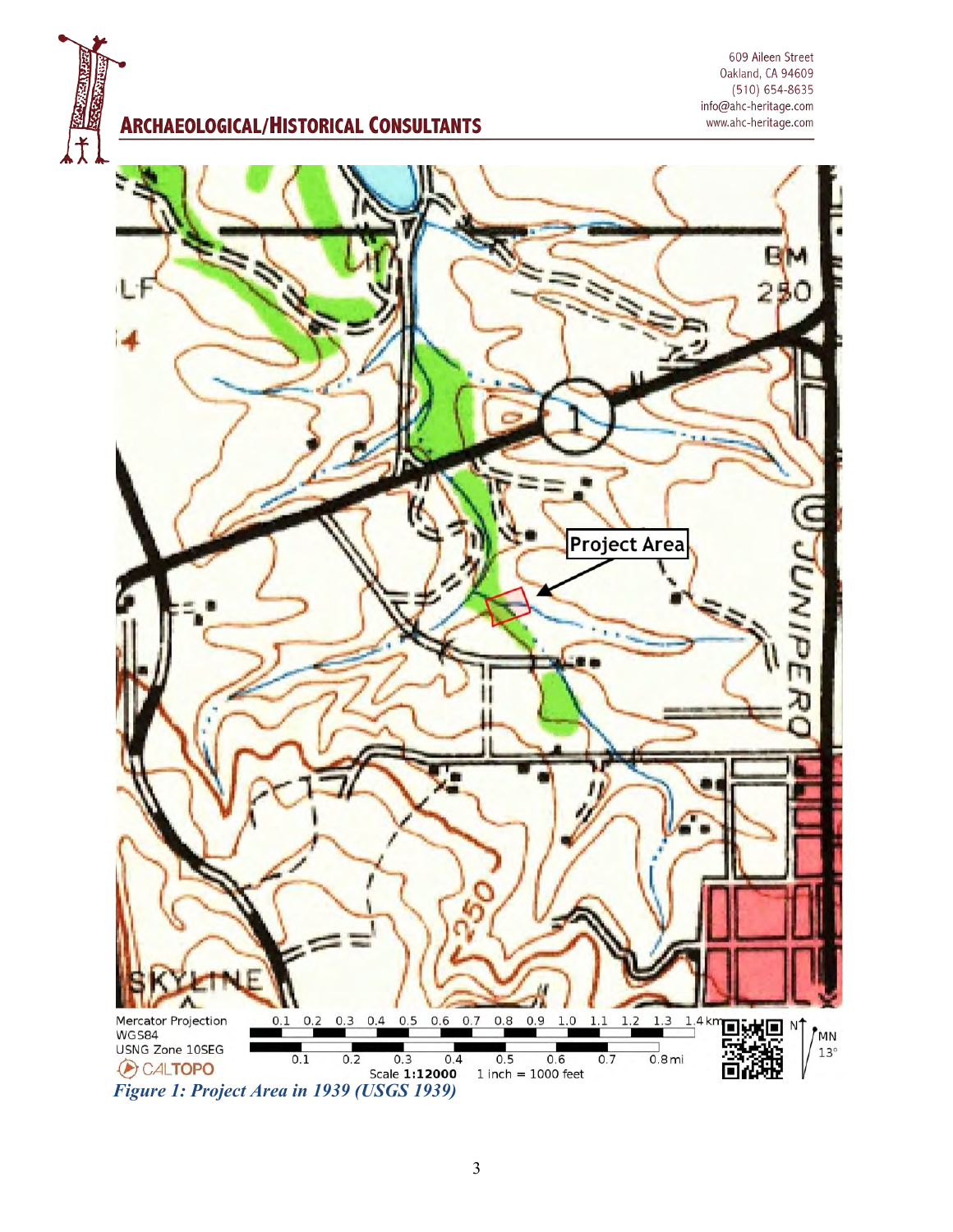Figure 1: Project Area in 1939 (USGS 1939)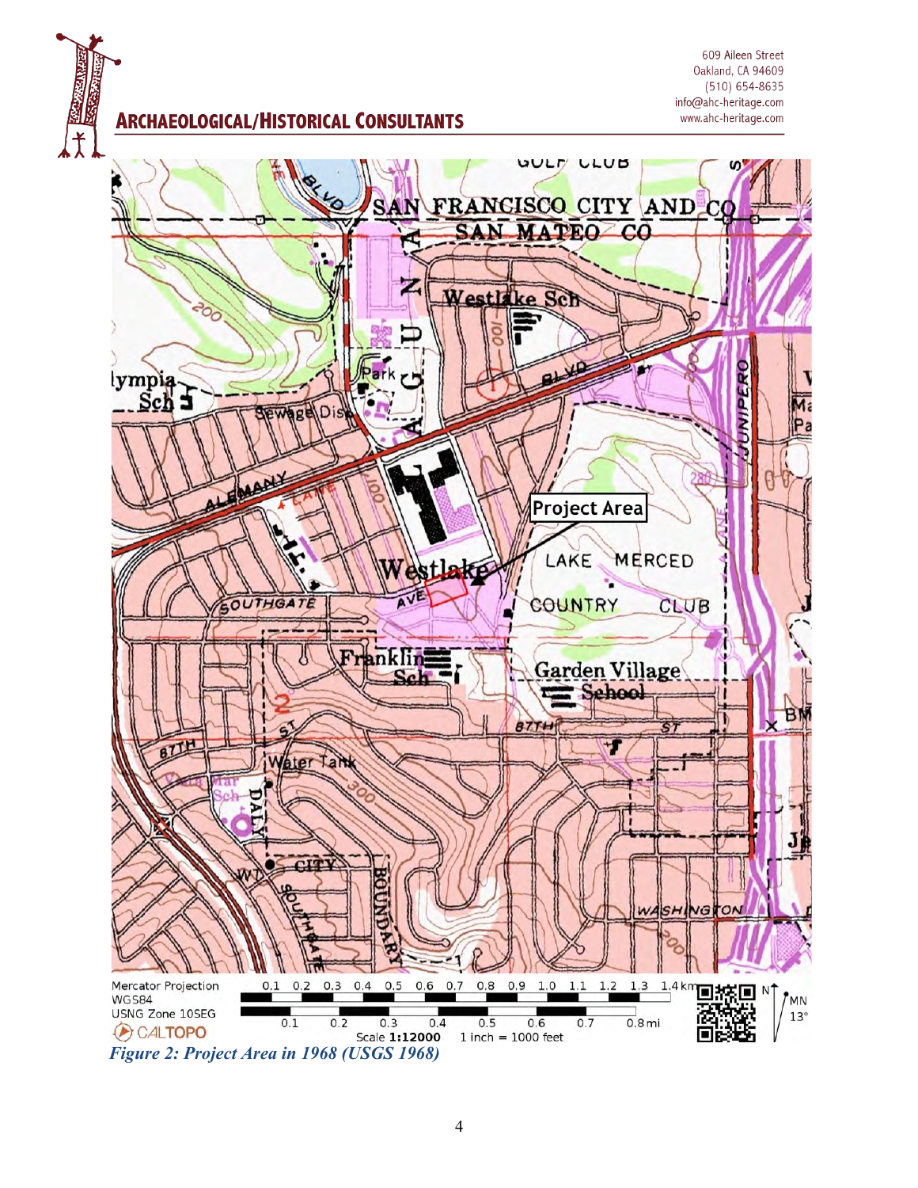Figure 2: Project Area in 1968 (USGS 1968)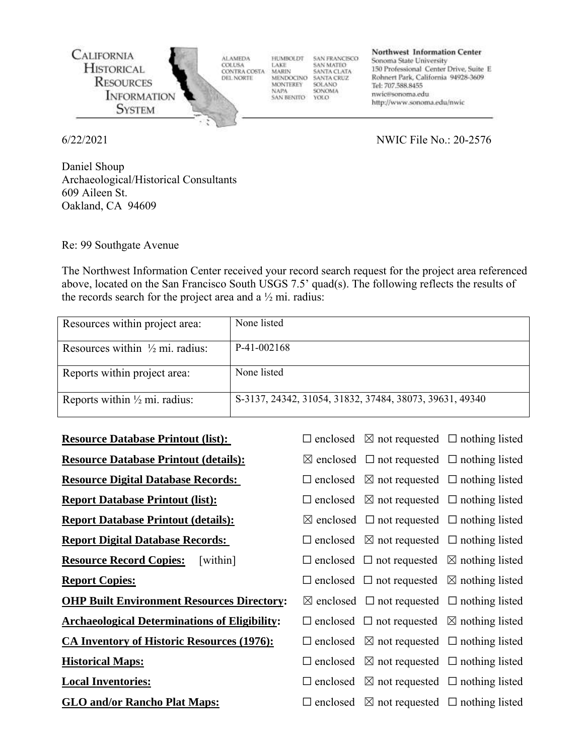CALIFORNIA HISTORICAL RESOURCES INFORMATION SYSTEM

ALAMEDA
COLUSA
CONTRA COSTA
DEL NORTE

HUMBOLDT
LAKE
MARIN
MENDOCINO
MONTEREY
NAPA
SAN BENITO

SAN FRANCISCO
SAN MATEO
SANTA CLATA
SANTA CRUZ
SOLANO
SONOMA
YOLO

**Northwest Information Center**
Sonoma State University
150 Professional Center Drive, Suite E
Rohnert Park, California 94928-3609
Tel: 707.588.8455
nwic@sonoma.edu
http://www.sonoma.edu/nwic

6/22/2021

NWIC File No.: 20-2576

Daniel Shoup
Archaeological/Historical Consultants
609 Aileen St.
Oakland, CA 94609

Re: 99 Southgate Avenue

The Northwest Information Center received your record search request for the project area referenced above, located on the San Francisco South USGS 7.5' quad(s). The following reflects the results of the records search for the project area and a ½ mi. radius:

| Resources within project area: | None listed |
|---|---|
| Resources within ½ mi. radius: | P-41-002168 |
| Reports within project area: | None listed |
| Reports within ½ mi. radius: | S-3137, 24342, 31054, 31832, 37484, 38073, 39631, 49340 |

| | | | |
|---|---|---|---|
| **Resource Database Printout (list):** | ☐ enclosed | ☒ not requested | ☐ nothing listed |
| **Resource Database Printout (details):** | ☒ enclosed | ☐ not requested | ☐ nothing listed |
| **Resource Digital Database Records:** | ☐ enclosed | ☒ not requested | ☐ nothing listed |
| **Report Database Printout (list):** | ☐ enclosed | ☒ not requested | ☐ nothing listed |
| **Report Database Printout (details):** | ☒ enclosed | ☐ not requested | ☐ nothing listed |
| **Report Digital Database Records:** | ☐ enclosed | ☒ not requested | ☐ nothing listed |
| **Resource Record Copies:** [within] | ☐ enclosed | ☐ not requested | ☒ nothing listed |
| **Report Copies:** | ☐ enclosed | ☐ not requested | ☒ nothing listed |
| **OHP Built Environment Resources Directory:** | ☒ enclosed | ☐ not requested | ☐ nothing listed |
| **Archaeological Determinations of Eligibility:** | ☐ enclosed | ☐ not requested | ☒ nothing listed |
| **CA Inventory of Historic Resources (1976):** | ☐ enclosed | ☒ not requested | ☐ nothing listed |
| **Historical Maps:** | ☐ enclosed | ☒ not requested | ☐ nothing listed |
| **Local Inventories:** | ☐ enclosed | ☒ not requested | ☐ nothing listed |
| **GLO and/or Rancho Plat Maps:** | ☐ enclosed | ☒ not requested | ☐ nothing listed |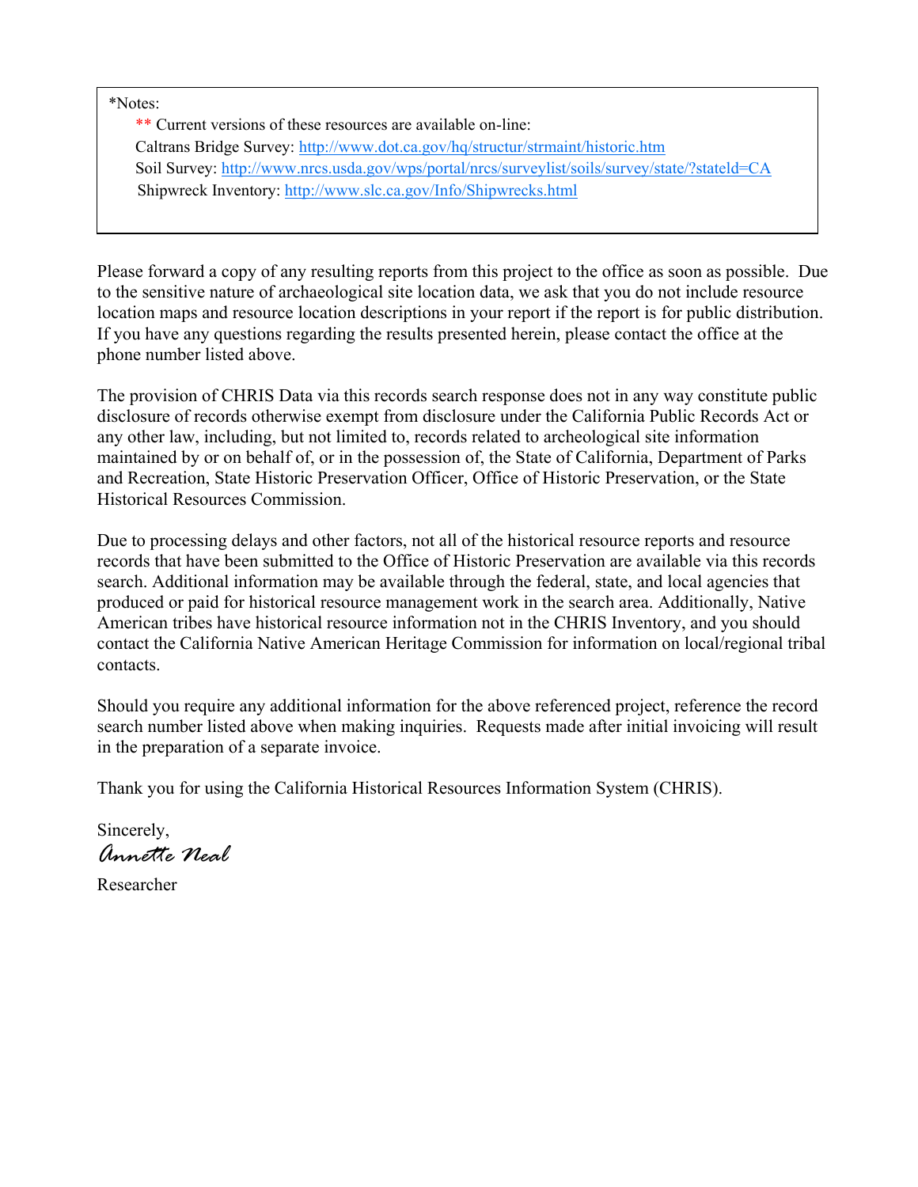*Notes:

** Current versions of these resources are available on-line:

Caltrans Bridge Survey: http://www.dot.ca.gov/hq/structur/strmaint/historic.htm

Soil Survey: http://www.nrcs.usda.gov/wps/portal/nrcs/surveylist/soils/survey/state/?stateId=CA

Shipwreck Inventory: http://www.slc.ca.gov/Info/Shipwrecks.html

Please forward a copy of any resulting reports from this project to the office as soon as possible. Due to the sensitive nature of archaeological site location data, we ask that you do not include resource location maps and resource location descriptions in your report if the report is for public distribution. If you have any questions regarding the results presented herein, please contact the office at the phone number listed above.

The provision of CHRIS Data via this records search response does not in any way constitute public disclosure of records otherwise exempt from disclosure under the California Public Records Act or any other law, including, but not limited to, records related to archeological site information maintained by or on behalf of, or in the possession of, the State of California, Department of Parks and Recreation, State Historic Preservation Officer, Office of Historic Preservation, or the State Historical Resources Commission.

Due to processing delays and other factors, not all of the historical resource reports and resource records that have been submitted to the Office of Historic Preservation are available via this records search. Additional information may be available through the federal, state, and local agencies that produced or paid for historical resource management work in the search area. Additionally, Native American tribes have historical resource information not in the CHRIS Inventory, and you should contact the California Native American Heritage Commission for information on local/regional tribal contacts.

Should you require any additional information for the above referenced project, reference the record search number listed above when making inquiries. Requests made after initial invoicing will result in the preparation of a separate invoice.

Thank you for using the California Historical Resources Information System (CHRIS).

Sincerely,

*Annette Neal*

Researcher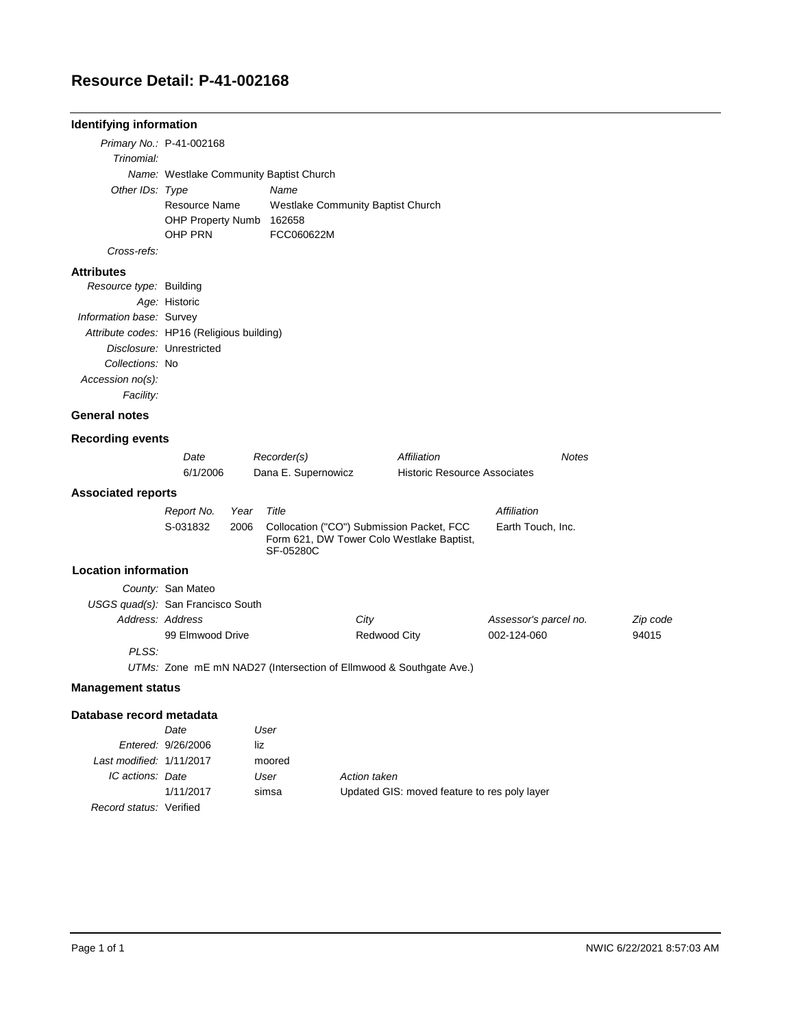# Resource Detail: P-41-002168

## Identifying information

*Primary No.:* P-41-002168
*Trinomial:*
*Name:* Westlake Community Baptist Church
*Other IDs:*

| *Type* | *Name* |
|---|---|
| Resource Name | Westlake Community Baptist Church |
| OHP Property Numb | 162658 |
| OHP PRN | FCC060622M |

*Cross-refs:*

## Attributes

*Resource type:* Building
*Age:* Historic
*Information base:* Survey
*Attribute codes:* HP16 (Religious building)
*Disclosure:* Unrestricted
*Collections:* No
*Accession no(s):*
*Facility:*

## General notes

## Recording events

| *Date* | *Recorder(s)* | *Affiliation* | *Notes* |
|---|---|---|---|
| 6/1/2006 | Dana E. Supernowicz | Historic Resource Associates | |

## Associated reports

| *Report No.* | *Year* | *Title* | *Affiliation* |
|---|---|---|---|
| S-031832 | 2006 | Collocation ("CO") Submission Packet, FCC Form 621, DW Tower Colo Westlake Baptist, SF-05280C | Earth Touch, Inc. |

## Location information

*County:* San Mateo
*USGS quad(s):* San Francisco South
*Address:*

| *Address* | *City* | *Assessor's parcel no.* | *Zip code* |
|---|---|---|---|
| 99 Elmwood Drive | Redwood City | 002-124-060 | 94015 |

*PLSS:*
*UTMs:* Zone mE mN NAD27 (Intersection of Ellmwood & Southgate Ave.)

## Management status

## Database record metadata

| | *Date* | *User* |
|---|---|---|
| *Entered:* | 9/26/2006 | liz |
| *Last modified:* | 1/11/2017 | moored |

*IC actions:*

| *Date* | *User* | *Action taken* |
|---|---|---|
| 1/11/2017 | simsa | Updated GIS: moved feature to res poly layer |

*Record status:* Verified